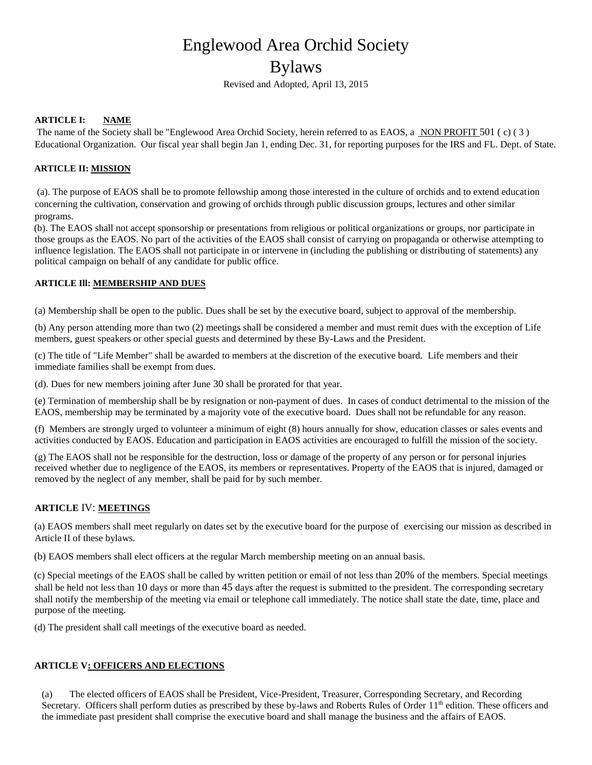# Englewood Area Orchid Society

## Bylaws

Revised and Adopted, April 13, 2015

**ARTICLE I: NAME**

The name of the Society shall be "Englewood Area Orchid Society, herein referred to as EAOS, a NON PROFIT 501 ( c) ( 3 ) Educational Organization. Our fiscal year shall begin Jan 1, ending Dec. 31, for reporting purposes for the IRS and FL. Dept. of State.

**ARTICLE II: MISSION**

(a). The purpose of EAOS shall be to promote fellowship among those interested in the culture of orchids and to extend education concerning the cultivation, conservation and growing of orchids through public discussion groups, lectures and other similar programs.

(b). The EAOS shall not accept sponsorship or presentations from religious or political organizations or groups, nor participate in those groups as the EAOS. No part of the activities of the EAOS shall consist of carrying on propaganda or otherwise attempting to influence legislation. The EAOS shall not participate in or intervene in (including the publishing or distributing of statements) any political campaign on behalf of any candidate for public office.

**ARTICLE Ill: MEMBERSHIP AND DUES**

(a) Membership shall be open to the public. Dues shall be set by the executive board, subject to approval of the membership.

(b) Any person attending more than two (2) meetings shall be considered a member and must remit dues with the exception of Life members, guest speakers or other special guests and determined by these By-Laws and the President.

(c) The title of "Life Member" shall be awarded to members at the discretion of the executive board. Life members and their immediate families shall be exempt from dues.

(d). Dues for new members joining after June 30 shall be prorated for that year.

(e) Termination of membership shall be by resignation or non-payment of dues. In cases of conduct detrimental to the mission of the EAOS, membership may be terminated by a majority vote of the executive board. Dues shall not be refundable for any reason.

(f) Members are strongly urged to volunteer a minimum of eight (8) hours annually for show, education classes or sales events and activities conducted by EAOS. Education and participation in EAOS activities are encouraged to fulfill the mission of the society.

(g) The EAOS shall not be responsible for the destruction, loss or damage of the property of any person or for personal injuries received whether due to negligence of the EAOS, its members or representatives. Property of the EAOS that is injured, damaged or removed by the neglect of any member, shall be paid for by such member.

**ARTICLE IV: MEETINGS**

(a) EAOS members shall meet regularly on dates set by the executive board for the purpose of exercising our mission as described in Article II of these bylaws.

(b) EAOS members shall elect officers at the regular March membership meeting on an annual basis.

(c) Special meetings of the EAOS shall be called by written petition or email of not less than 20% of the members. Special meetings shall be held not less than 10 days or more than 45 days after the request is submitted to the president. The corresponding secretary shall notify the membership of the meeting via email or telephone call immediately. The notice shall state the date, time, place and purpose of the meeting.

(d) The president shall call meetings of the executive board as needed.

**ARTICLE V: OFFICERS AND ELECTIONS**

(a) The elected officers of EAOS shall be President, Vice-President, Treasurer, Corresponding Secretary, and Recording Secretary. Officers shall perform duties as prescribed by these by-laws and Roberts Rules of Order 11th edition. These officers and the immediate past president shall comprise the executive board and shall manage the business and the affairs of EAOS.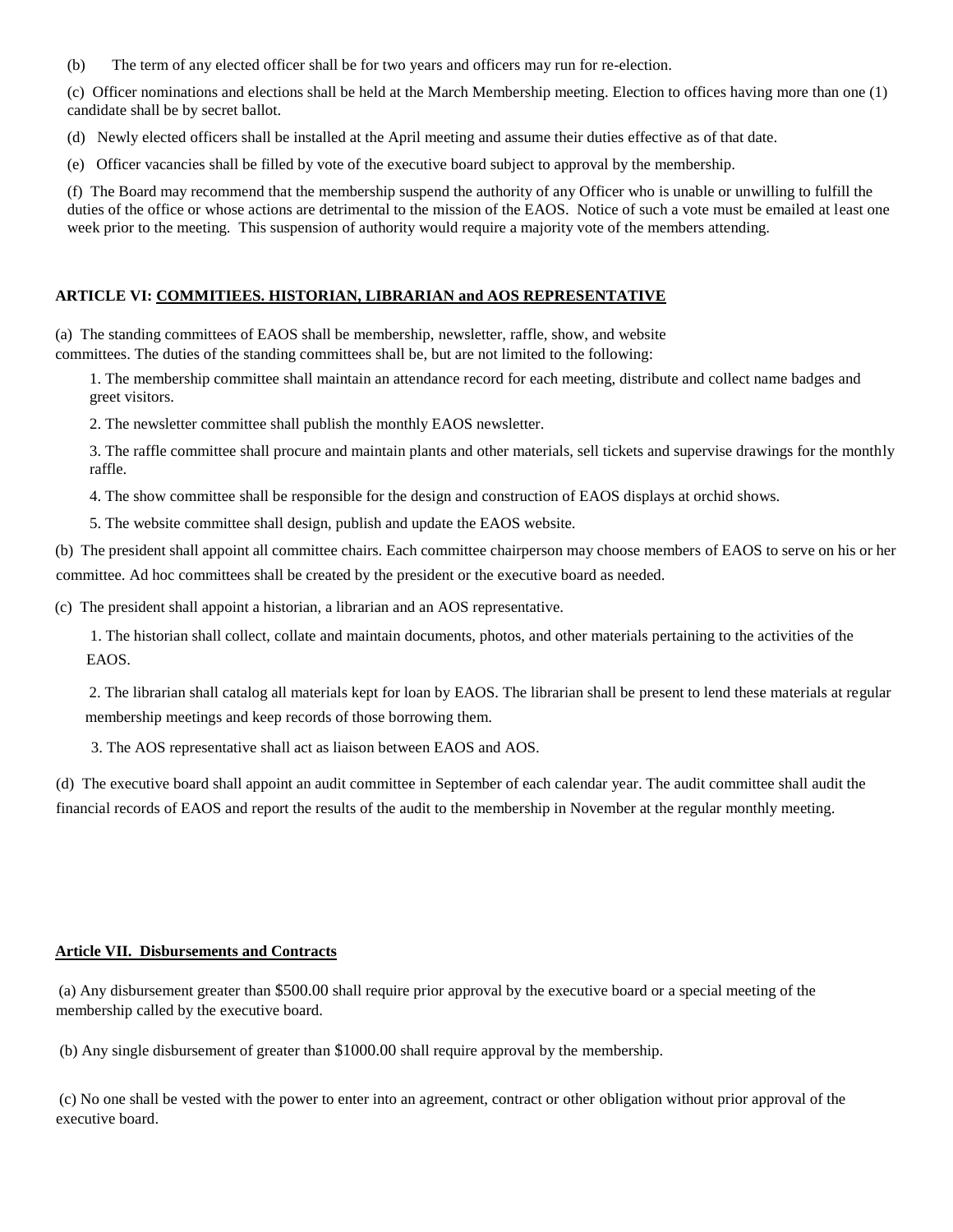(b) The term of any elected officer shall be for two years and officers may run for re-election.

(c) Officer nominations and elections shall be held at the March Membership meeting. Election to offices having more than one (1) candidate shall be by secret ballot.

(d) Newly elected officers shall be installed at the April meeting and assume their duties effective as of that date.

(e) Officer vacancies shall be filled by vote of the executive board subject to approval by the membership.

(f) The Board may recommend that the membership suspend the authority of any Officer who is unable or unwilling to fulfill the duties of the office or whose actions are detrimental to the mission of the EAOS. Notice of such a vote must be emailed at least one week prior to the meeting. This suspension of authority would require a majority vote of the members attending.

## ARTICLE VI: COMMITIEES. HISTORIAN, LIBRARIAN and AOS REPRESENTATIVE

(a) The standing committees of EAOS shall be membership, newsletter, raffle, show, and website committees. The duties of the standing committees shall be, but are not limited to the following:

1. The membership committee shall maintain an attendance record for each meeting, distribute and collect name badges and greet visitors.
2. The newsletter committee shall publish the monthly EAOS newsletter.
3. The raffle committee shall procure and maintain plants and other materials, sell tickets and supervise drawings for the monthly raffle.
4. The show committee shall be responsible for the design and construction of EAOS displays at orchid shows.
5. The website committee shall design, publish and update the EAOS website.

(b) The president shall appoint all committee chairs. Each committee chairperson may choose members of EAOS to serve on his or her committee. Ad hoc committees shall be created by the president or the executive board as needed.

(c) The president shall appoint a historian, a librarian and an AOS representative.

1. The historian shall collect, collate and maintain documents, photos, and other materials pertaining to the activities of the EAOS.
2. The librarian shall catalog all materials kept for loan by EAOS. The librarian shall be present to lend these materials at regular membership meetings and keep records of those borrowing them.
3. The AOS representative shall act as liaison between EAOS and AOS.

(d) The executive board shall appoint an audit committee in September of each calendar year. The audit committee shall audit the financial records of EAOS and report the results of the audit to the membership in November at the regular monthly meeting.

## Article VII. Disbursements and Contracts

(a) Any disbursement greater than $500.00 shall require prior approval by the executive board or a special meeting of the membership called by the executive board.

(b) Any single disbursement of greater than $1000.00 shall require approval by the membership.

(c) No one shall be vested with the power to enter into an agreement, contract or other obligation without prior approval of the executive board.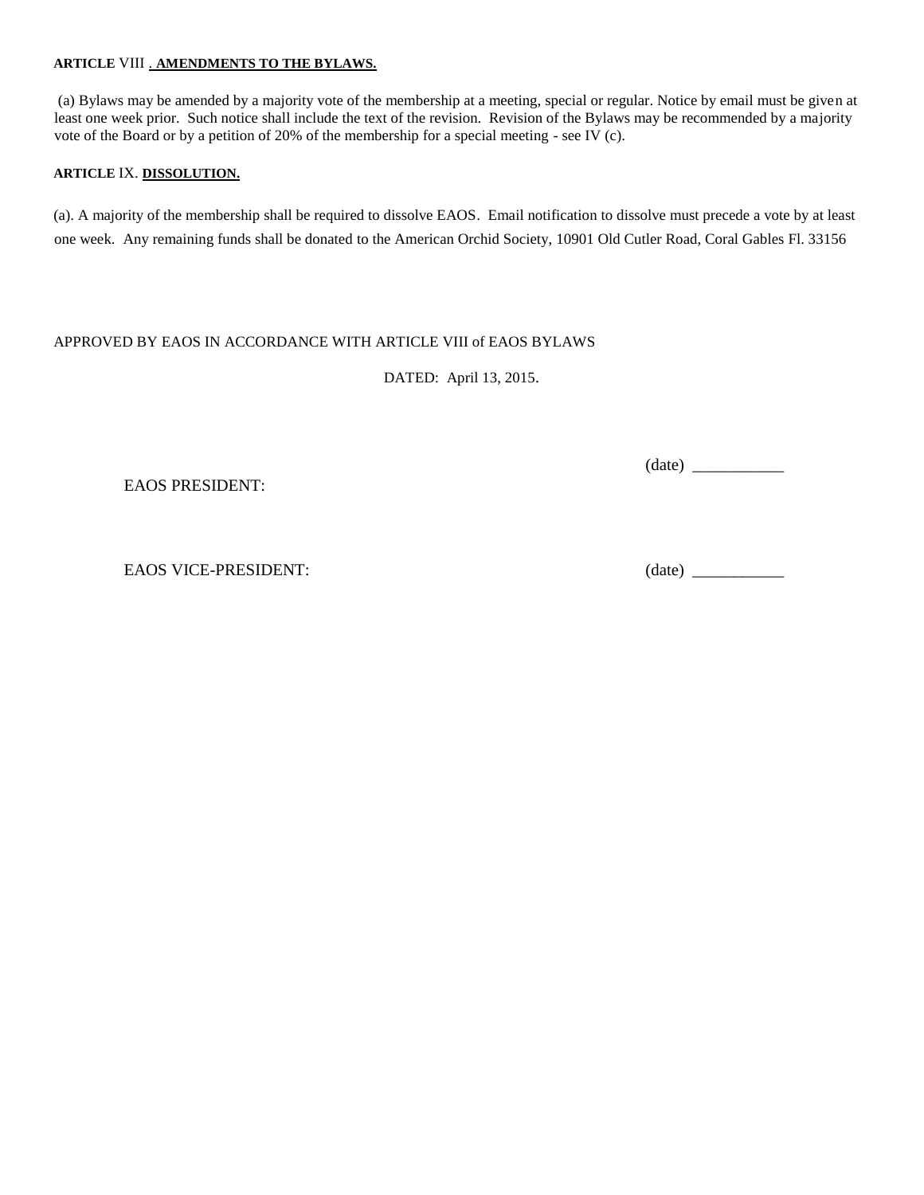**ARTICLE VIII . AMENDMENTS TO THE BYLAWS.**

(a) Bylaws may be amended by a majority vote of the membership at a meeting, special or regular. Notice by email must be given at least one week prior. Such notice shall include the text of the revision. Revision of the Bylaws may be recommended by a majority vote of the Board or by a petition of 20% of the membership for a special meeting - see IV (c).

**ARTICLE IX. DISSOLUTION.**

(a). A majority of the membership shall be required to dissolve EAOS. Email notification to dissolve must precede a vote by at least one week. Any remaining funds shall be donated to the American Orchid Society, 10901 Old Cutler Road, Coral Gables Fl. 33156

APPROVED BY EAOS IN ACCORDANCE WITH ARTICLE VIII of EAOS BYLAWS

DATED: April 13, 2015.

EAOS PRESIDENT: (date) ___________

EAOS VICE-PRESIDENT: (date) ___________